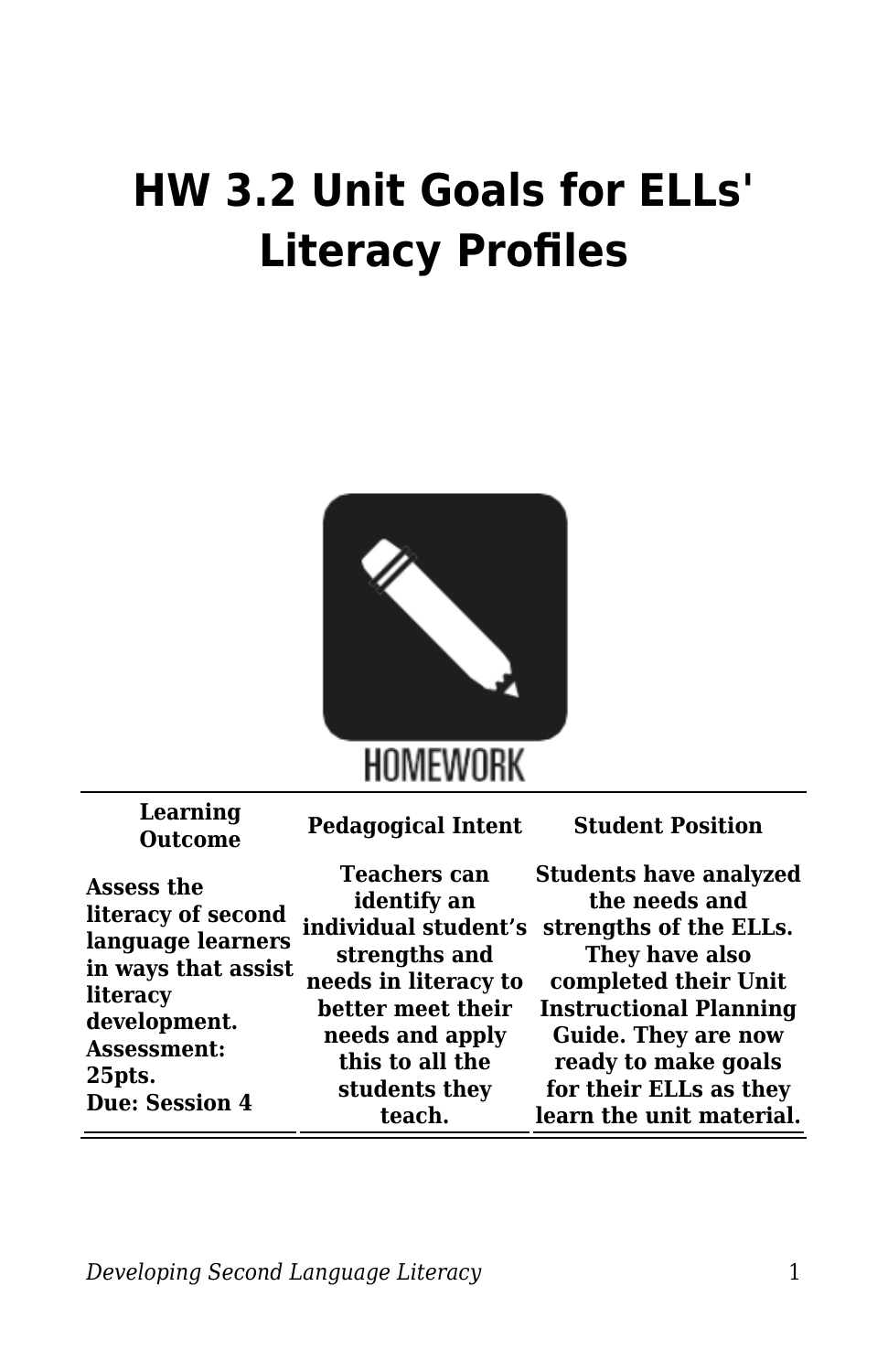# HW 3.2 Unit Goals for ELLs' Literacy Profiles

| Learning Outcome | Pedagogical Intent | Student Position |
| --- | --- | --- |
| **Assess the literacy of second language learners in ways that assist literacy development.** **Assessment: 25pts.** **Due: Session 4** | **Teachers can identify an individual student's strengths and needs in literacy to better meet their needs and apply this to all the students they teach.** | **Students have analyzed the needs and strengths of the ELLs. They have also completed their Unit Instructional Planning Guide. They are now ready to make goals for their ELLs as they learn the unit material.** |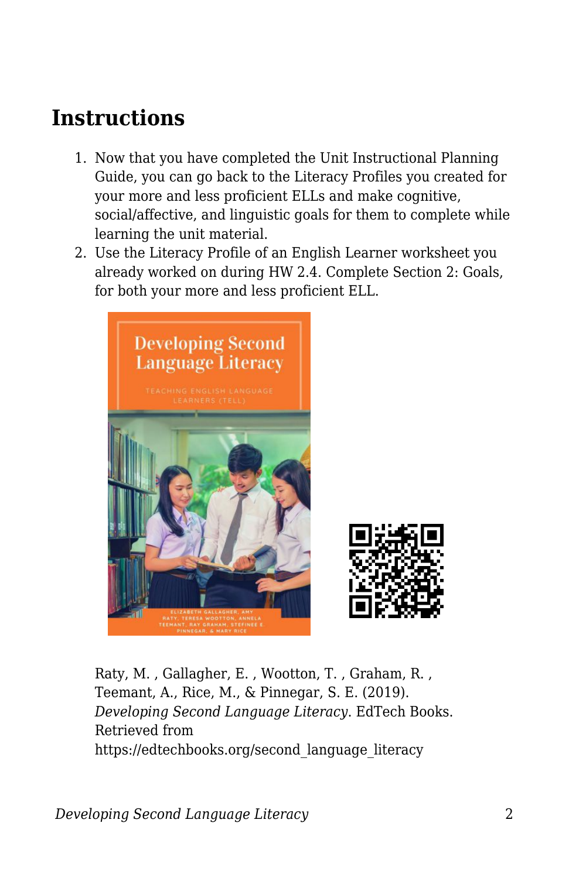## Instructions

1. Now that you have completed the Unit Instructional Planning Guide, you can go back to the Literacy Profiles you created for your more and less proficient ELLs and make cognitive, social/affective, and linguistic goals for them to complete while learning the unit material.
2. Use the Literacy Profile of an English Learner worksheet you already worked on during HW 2.4. Complete Section 2: Goals, for both your more and less proficient ELL.

Raty, M. , Gallagher, E. , Wootton, T. , Graham, R. , Teemant, A., Rice, M., & Pinnegar, S. E. (2019). *Developing Second Language Literacy*. EdTech Books. Retrieved from https://edtechbooks.org/second_language_literacy